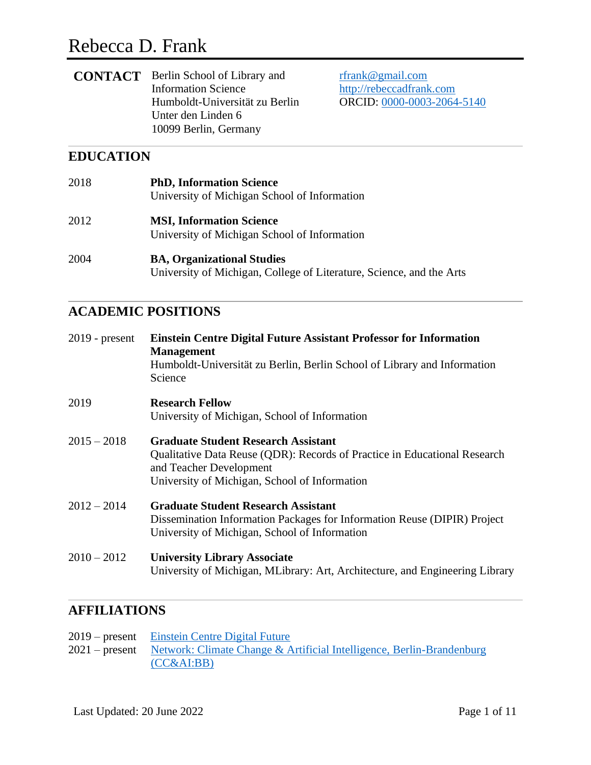# Rebecca D. Frank

**CONTACT**

Berlin School of Library and Information Science
Humboldt-Universität zu Berlin
Unter den Linden 6
10099 Berlin, Germany

rfrank@gmail.com
http://rebeccadfrank.com
ORCID: 0000-0003-2064-5140

## EDUCATION

2018 — **PhD, Information Science**
University of Michigan School of Information

2012 — **MSI, Information Science**
University of Michigan School of Information

2004 — **BA, Organizational Studies**
University of Michigan, College of Literature, Science, and the Arts

## ACADEMIC POSITIONS

2019 - present — **Einstein Centre Digital Future Assistant Professor for Information Management**
Humboldt-Universität zu Berlin, Berlin School of Library and Information Science

2019 — **Research Fellow**
University of Michigan, School of Information

2015 – 2018 — **Graduate Student Research Assistant**
Qualitative Data Reuse (QDR): Records of Practice in Educational Research and Teacher Development
University of Michigan, School of Information

2012 – 2014 — **Graduate Student Research Assistant**
Dissemination Information Packages for Information Reuse (DIPIR) Project
University of Michigan, School of Information

2010 – 2012 — **University Library Associate**
University of Michigan, MLibrary: Art, Architecture, and Engineering Library

## AFFILIATIONS

2019 – present — Einstein Centre Digital Future
2021 – present — Network: Climate Change & Artificial Intelligence, Berlin-Brandenburg (CC&AI:BB)

Last Updated: 20 June 2022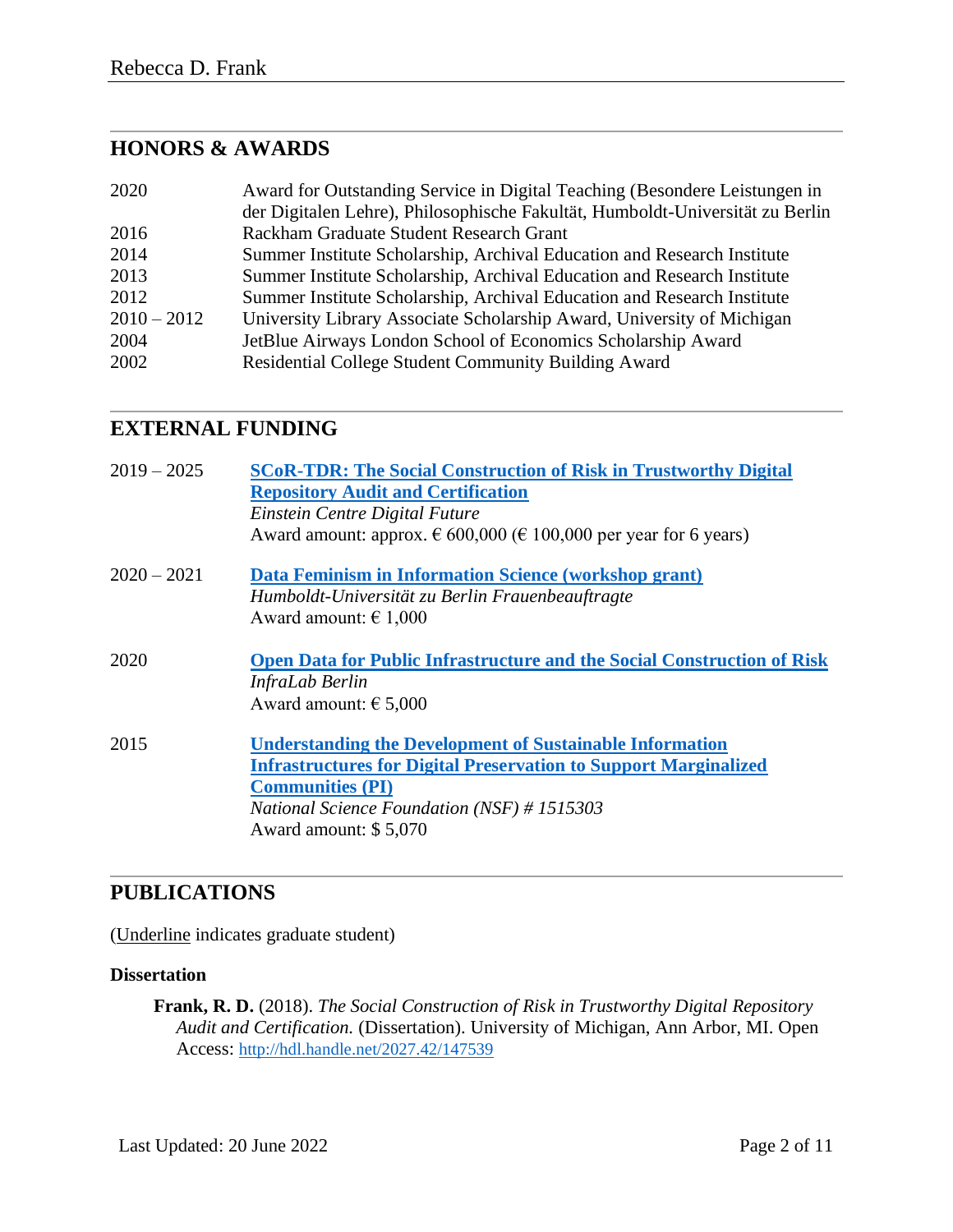## HONORS & AWARDS

| | |
|---|---|
| 2020 | Award for Outstanding Service in Digital Teaching (Besondere Leistungen in der Digitalen Lehre), Philosophische Fakultät, Humboldt-Universität zu Berlin |
| 2016 | Rackham Graduate Student Research Grant |
| 2014 | Summer Institute Scholarship, Archival Education and Research Institute |
| 2013 | Summer Institute Scholarship, Archival Education and Research Institute |
| 2012 | Summer Institute Scholarship, Archival Education and Research Institute |
| 2010 – 2012 | University Library Associate Scholarship Award, University of Michigan |
| 2004 | JetBlue Airways London School of Economics Scholarship Award |
| 2002 | Residential College Student Community Building Award |

## EXTERNAL FUNDING

**2019 – 2025**
**SCoR-TDR: The Social Construction of Risk in Trustworthy Digital Repository Audit and Certification**
*Einstein Centre Digital Future*
Award amount: approx. € 600,000 (€ 100,000 per year for 6 years)

**2020 – 2021**
**Data Feminism in Information Science (workshop grant)**
*Humboldt-Universität zu Berlin Frauenbeauftragte*
Award amount: € 1,000

**2020**
**Open Data for Public Infrastructure and the Social Construction of Risk**
*InfraLab Berlin*
Award amount: € 5,000

**2015**
**Understanding the Development of Sustainable Information Infrastructures for Digital Preservation to Support Marginalized Communities (PI)**
*National Science Foundation (NSF) # 1515303*
Award amount: $ 5,070

## PUBLICATIONS

(Underline indicates graduate student)

### Dissertation

**Frank, R. D.** (2018). *The Social Construction of Risk in Trustworthy Digital Repository Audit and Certification.* (Dissertation). University of Michigan, Ann Arbor, MI. Open Access: http://hdl.handle.net/2027.42/147539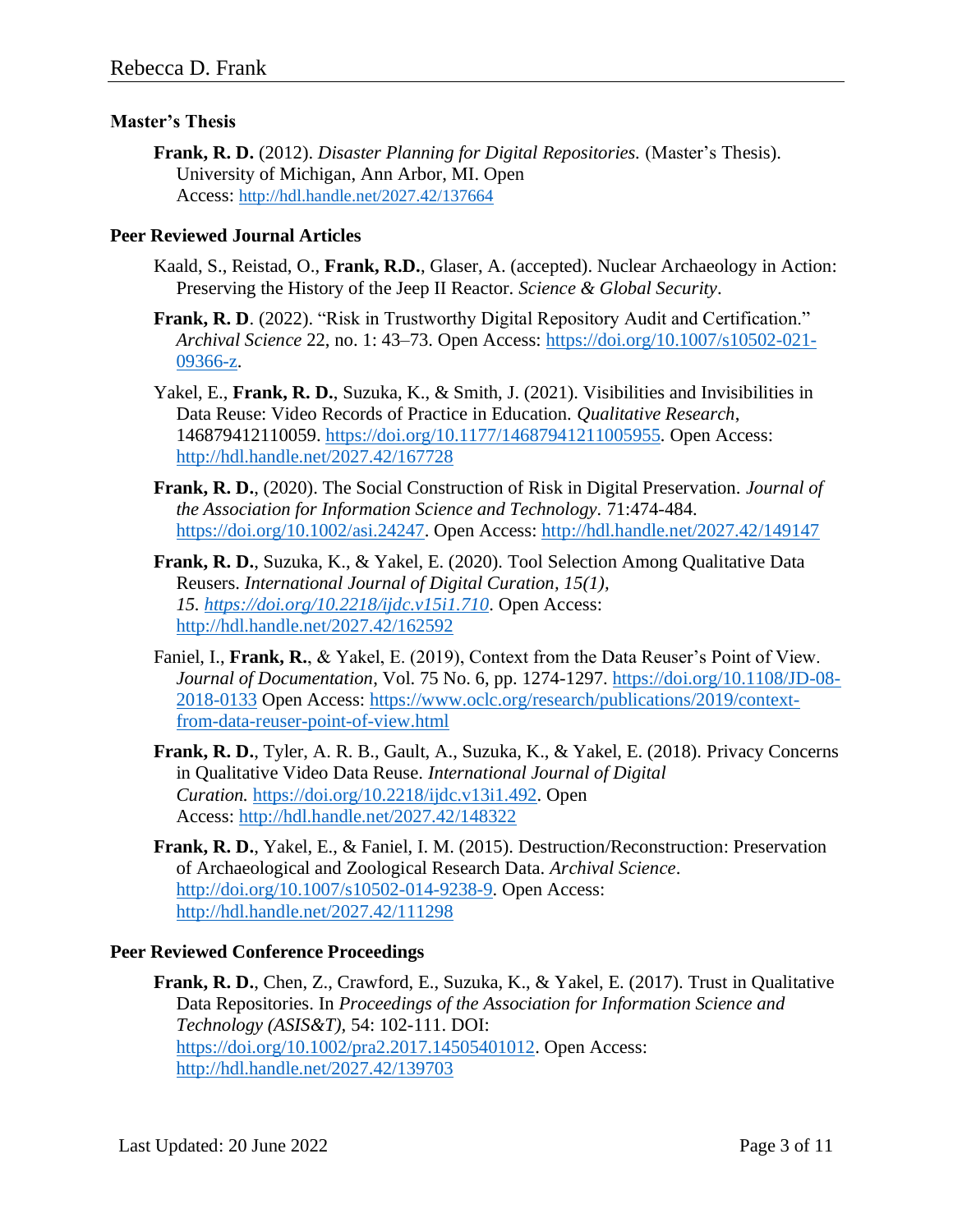### Master's Thesis

**Frank, R. D.** (2012). *Disaster Planning for Digital Repositories.* (Master's Thesis). University of Michigan, Ann Arbor, MI. Open Access: http://hdl.handle.net/2027.42/137664

### Peer Reviewed Journal Articles

Kaald, S., Reistad, O., **Frank, R.D.**, Glaser, A. (accepted). Nuclear Archaeology in Action: Preserving the History of the Jeep II Reactor. *Science & Global Security*.

**Frank, R. D**. (2022). "Risk in Trustworthy Digital Repository Audit and Certification." *Archival Science* 22, no. 1: 43–73. Open Access: https://doi.org/10.1007/s10502-021-09366-z.

Yakel, E., **Frank, R. D.**, Suzuka, K., & Smith, J. (2021). Visibilities and Invisibilities in Data Reuse: Video Records of Practice in Education. *Qualitative Research*, 146879412110059. https://doi.org/10.1177/14687941211005955. Open Access: http://hdl.handle.net/2027.42/167728

**Frank, R. D.**, (2020). The Social Construction of Risk in Digital Preservation. *Journal of the Association for Information Science and Technology*. 71:474-484. https://doi.org/10.1002/asi.24247. Open Access: http://hdl.handle.net/2027.42/149147

**Frank, R. D.**, Suzuka, K., & Yakel, E. (2020). Tool Selection Among Qualitative Data Reusers. *International Journal of Digital Curation, 15(1), 15. https://doi.org/10.2218/ijdc.v15i1.710*. Open Access: http://hdl.handle.net/2027.42/162592

Faniel, I., **Frank, R.**, & Yakel, E. (2019), Context from the Data Reuser's Point of View. *Journal of Documentation*, Vol. 75 No. 6, pp. 1274-1297. https://doi.org/10.1108/JD-08-2018-0133 Open Access: https://www.oclc.org/research/publications/2019/context-from-data-reuser-point-of-view.html

**Frank, R. D.**, Tyler, A. R. B., Gault, A., Suzuka, K., & Yakel, E. (2018). Privacy Concerns in Qualitative Video Data Reuse. *International Journal of Digital Curation.* https://doi.org/10.2218/ijdc.v13i1.492. Open Access: http://hdl.handle.net/2027.42/148322

**Frank, R. D.**, Yakel, E., & Faniel, I. M. (2015). Destruction/Reconstruction: Preservation of Archaeological and Zoological Research Data. *Archival Science*. http://doi.org/10.1007/s10502-014-9238-9. Open Access: http://hdl.handle.net/2027.42/111298

### Peer Reviewed Conference Proceedings

**Frank, R. D.**, Chen, Z., Crawford, E., Suzuka, K., & Yakel, E. (2017). Trust in Qualitative Data Repositories. In *Proceedings of the Association for Information Science and Technology (ASIS&T)*, 54: 102-111. DOI: https://doi.org/10.1002/pra2.2017.14505401012. Open Access: http://hdl.handle.net/2027.42/139703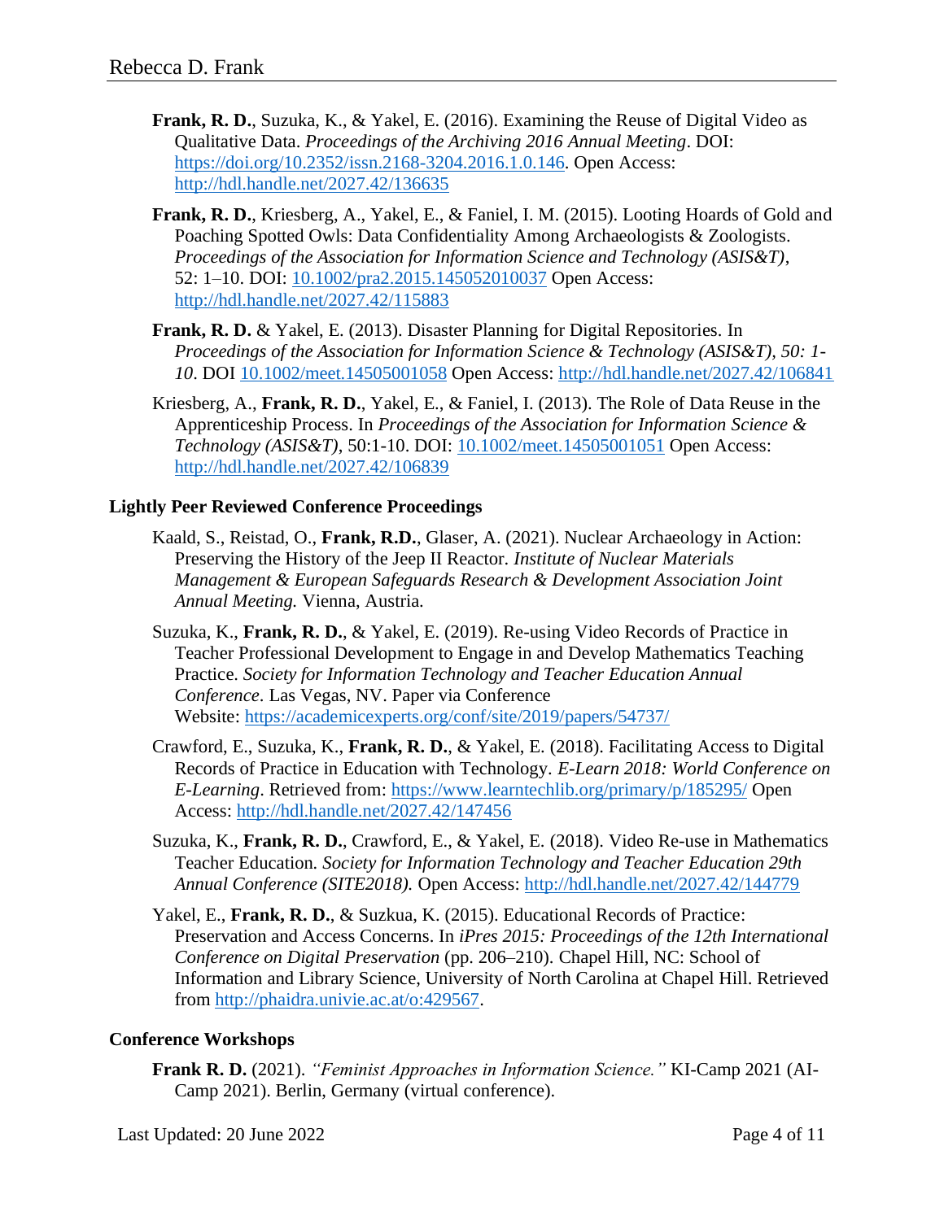**Frank, R. D.**, Suzuka, K., & Yakel, E. (2016). Examining the Reuse of Digital Video as Qualitative Data. *Proceedings of the Archiving 2016 Annual Meeting*. DOI: https://doi.org/10.2352/issn.2168-3204.2016.1.0.146. Open Access: http://hdl.handle.net/2027.42/136635

**Frank, R. D.**, Kriesberg, A., Yakel, E., & Faniel, I. M. (2015). Looting Hoards of Gold and Poaching Spotted Owls: Data Confidentiality Among Archaeologists & Zoologists. *Proceedings of the Association for Information Science and Technology (ASIS&T)*, 52: 1–10. DOI: 10.1002/pra2.2015.145052010037 Open Access: http://hdl.handle.net/2027.42/115883

**Frank, R. D.** & Yakel, E. (2013). Disaster Planning for Digital Repositories. In *Proceedings of the Association for Information Science & Technology (ASIS&T), 50: 1-10*. DOI 10.1002/meet.14505001058 Open Access: http://hdl.handle.net/2027.42/106841

Kriesberg, A., **Frank, R. D.**, Yakel, E., & Faniel, I. (2013). The Role of Data Reuse in the Apprenticeship Process. In *Proceedings of the Association for Information Science & Technology (ASIS&T)*, 50:1-10. DOI: 10.1002/meet.14505001051 Open Access: http://hdl.handle.net/2027.42/106839

### Lightly Peer Reviewed Conference Proceedings

Kaald, S., Reistad, O., **Frank, R.D.**, Glaser, A. (2021). Nuclear Archaeology in Action: Preserving the History of the Jeep II Reactor. *Institute of Nuclear Materials Management & European Safeguards Research & Development Association Joint Annual Meeting.* Vienna, Austria.

Suzuka, K., **Frank, R. D.**, & Yakel, E. (2019). Re-using Video Records of Practice in Teacher Professional Development to Engage in and Develop Mathematics Teaching Practice. *Society for Information Technology and Teacher Education Annual Conference*. Las Vegas, NV. Paper via Conference Website: https://academicexperts.org/conf/site/2019/papers/54737/

Crawford, E., Suzuka, K., **Frank, R. D.**, & Yakel, E. (2018). Facilitating Access to Digital Records of Practice in Education with Technology. *E-Learn 2018: World Conference on E-Learning*. Retrieved from: https://www.learntechlib.org/primary/p/185295/ Open Access: http://hdl.handle.net/2027.42/147456

Suzuka, K., **Frank, R. D.**, Crawford, E., & Yakel, E. (2018). Video Re-use in Mathematics Teacher Education. *Society for Information Technology and Teacher Education 29th Annual Conference (SITE2018).* Open Access: http://hdl.handle.net/2027.42/144779

Yakel, E., **Frank, R. D.**, & Suzkua, K. (2015). Educational Records of Practice: Preservation and Access Concerns. In *iPres 2015: Proceedings of the 12th International Conference on Digital Preservation* (pp. 206–210). Chapel Hill, NC: School of Information and Library Science, University of North Carolina at Chapel Hill. Retrieved from http://phaidra.univie.ac.at/o:429567.

### Conference Workshops

**Frank R. D.** (2021). *"Feminist Approaches in Information Science."* KI-Camp 2021 (AI-Camp 2021). Berlin, Germany (virtual conference).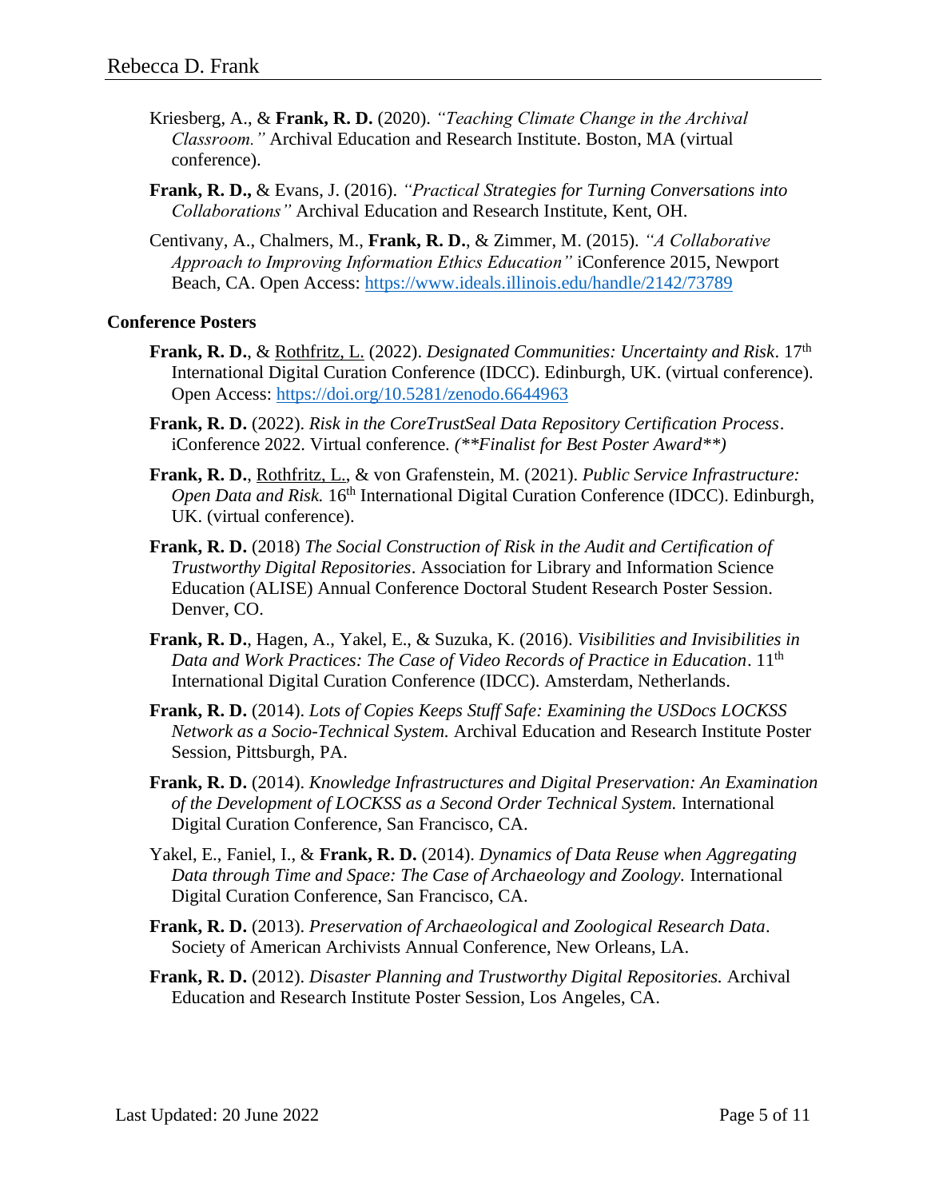Kriesberg, A., & **Frank, R. D.** (2020). *"Teaching Climate Change in the Archival Classroom."* Archival Education and Research Institute. Boston, MA (virtual conference).

**Frank, R. D.,** & Evans, J. (2016). *"Practical Strategies for Turning Conversations into Collaborations"* Archival Education and Research Institute, Kent, OH.

Centivany, A., Chalmers, M., **Frank, R. D.**, & Zimmer, M. (2015). *"A Collaborative Approach to Improving Information Ethics Education"* iConference 2015, Newport Beach, CA. Open Access: https://www.ideals.illinois.edu/handle/2142/73789

**Conference Posters**

**Frank, R. D.**, & Rothfritz, L. (2022). *Designated Communities: Uncertainty and Risk*. 17th International Digital Curation Conference (IDCC). Edinburgh, UK. (virtual conference). Open Access: https://doi.org/10.5281/zenodo.6644963

**Frank, R. D.** (2022). *Risk in the CoreTrustSeal Data Repository Certification Process*. iConference 2022. Virtual conference. *(**Finalist for Best Poster Award**)*

**Frank, R. D.**, Rothfritz, L., & von Grafenstein, M. (2021). *Public Service Infrastructure: Open Data and Risk.* 16th International Digital Curation Conference (IDCC). Edinburgh, UK. (virtual conference).

**Frank, R. D.** (2018) *The Social Construction of Risk in the Audit and Certification of Trustworthy Digital Repositories*. Association for Library and Information Science Education (ALISE) Annual Conference Doctoral Student Research Poster Session. Denver, CO.

**Frank, R. D.**, Hagen, A., Yakel, E., & Suzuka, K. (2016). *Visibilities and Invisibilities in Data and Work Practices: The Case of Video Records of Practice in Education*. 11th International Digital Curation Conference (IDCC). Amsterdam, Netherlands.

**Frank, R. D.** (2014). *Lots of Copies Keeps Stuff Safe: Examining the USDocs LOCKSS Network as a Socio-Technical System.* Archival Education and Research Institute Poster Session, Pittsburgh, PA.

**Frank, R. D.** (2014). *Knowledge Infrastructures and Digital Preservation: An Examination of the Development of LOCKSS as a Second Order Technical System.* International Digital Curation Conference, San Francisco, CA.

Yakel, E., Faniel, I., & **Frank, R. D.** (2014). *Dynamics of Data Reuse when Aggregating Data through Time and Space: The Case of Archaeology and Zoology.* International Digital Curation Conference, San Francisco, CA.

**Frank, R. D.** (2013). *Preservation of Archaeological and Zoological Research Data*. Society of American Archivists Annual Conference, New Orleans, LA.

**Frank, R. D.** (2012). *Disaster Planning and Trustworthy Digital Repositories.* Archival Education and Research Institute Poster Session, Los Angeles, CA.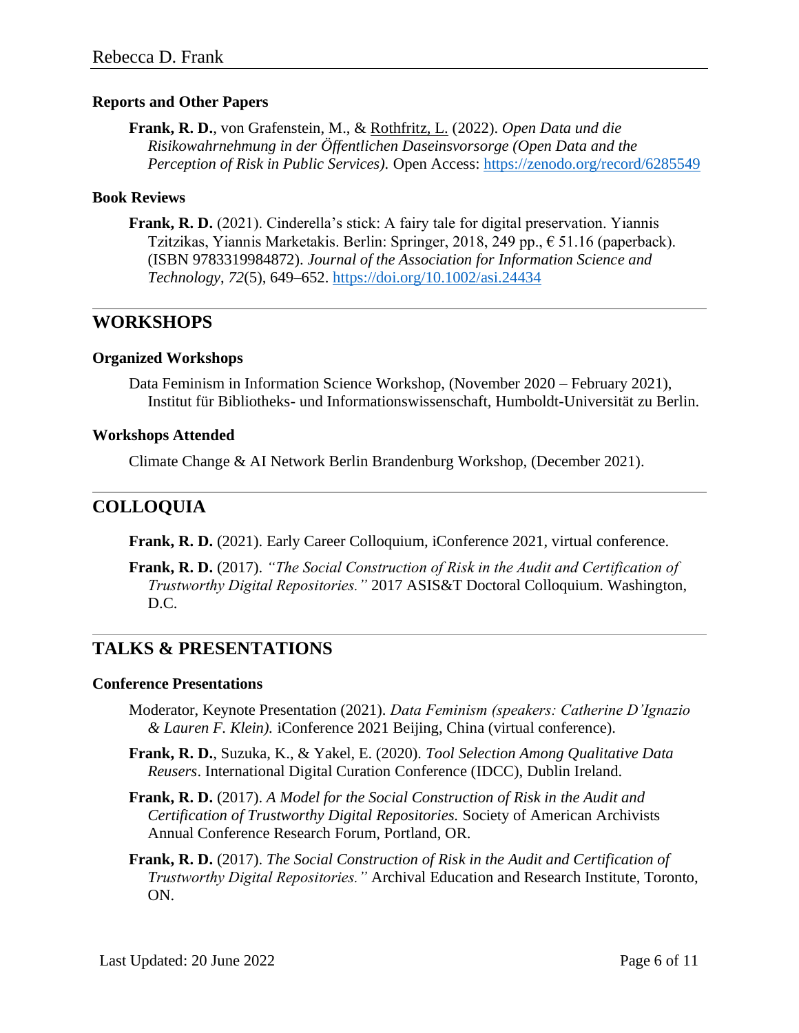### Reports and Other Papers

**Frank, R. D.**, von Grafenstein, M., & Rothfritz, L. (2022). *Open Data und die Risikowahrnehmung in der Öffentlichen Daseinsvorsorge (Open Data and the Perception of Risk in Public Services).* Open Access: https://zenodo.org/record/6285549

### Book Reviews

**Frank, R. D.** (2021). Cinderella's stick: A fairy tale for digital preservation. Yiannis Tzitzikas, Yiannis Marketakis. Berlin: Springer, 2018, 249 pp., € 51.16 (paperback). (ISBN 9783319984872). *Journal of the Association for Information Science and Technology*, *72*(5), 649–652. https://doi.org/10.1002/asi.24434

---

## WORKSHOPS

### Organized Workshops

Data Feminism in Information Science Workshop, (November 2020 – February 2021), Institut für Bibliotheks- und Informationswissenschaft, Humboldt-Universität zu Berlin.

### Workshops Attended

Climate Change & AI Network Berlin Brandenburg Workshop, (December 2021).

---

## COLLOQUIA

**Frank, R. D.** (2021). Early Career Colloquium, iConference 2021, virtual conference.

**Frank, R. D.** (2017). *"The Social Construction of Risk in the Audit and Certification of Trustworthy Digital Repositories."* 2017 ASIS&T Doctoral Colloquium. Washington, D.C.

---

## TALKS & PRESENTATIONS

### Conference Presentations

Moderator, Keynote Presentation (2021). *Data Feminism (speakers: Catherine D'Ignazio & Lauren F. Klein).* iConference 2021 Beijing, China (virtual conference).

**Frank, R. D.**, Suzuka, K., & Yakel, E. (2020). *Tool Selection Among Qualitative Data Reusers*. International Digital Curation Conference (IDCC), Dublin Ireland.

**Frank, R. D.** (2017). *A Model for the Social Construction of Risk in the Audit and Certification of Trustworthy Digital Repositories.* Society of American Archivists Annual Conference Research Forum, Portland, OR.

**Frank, R. D.** (2017). *The Social Construction of Risk in the Audit and Certification of Trustworthy Digital Repositories."* Archival Education and Research Institute, Toronto, ON.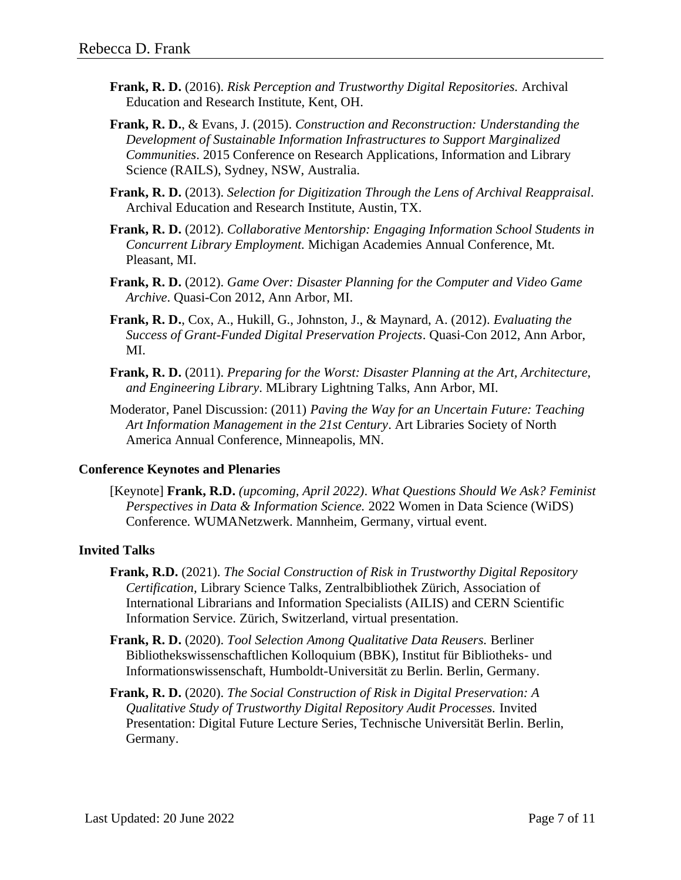**Frank, R. D.** (2016). *Risk Perception and Trustworthy Digital Repositories.* Archival Education and Research Institute, Kent, OH.

**Frank, R. D.**, & Evans, J. (2015). *Construction and Reconstruction: Understanding the Development of Sustainable Information Infrastructures to Support Marginalized Communities*. 2015 Conference on Research Applications, Information and Library Science (RAILS), Sydney, NSW, Australia.

**Frank, R. D.** (2013). *Selection for Digitization Through the Lens of Archival Reappraisal*. Archival Education and Research Institute, Austin, TX.

**Frank, R. D.** (2012). *Collaborative Mentorship: Engaging Information School Students in Concurrent Library Employment.* Michigan Academies Annual Conference, Mt. Pleasant, MI.

**Frank, R. D.** (2012). *Game Over: Disaster Planning for the Computer and Video Game Archive*. Quasi-Con 2012, Ann Arbor, MI.

**Frank, R. D.**, Cox, A., Hukill, G., Johnston, J., & Maynard, A. (2012). *Evaluating the Success of Grant-Funded Digital Preservation Projects*. Quasi-Con 2012, Ann Arbor, MI.

**Frank, R. D.** (2011). *Preparing for the Worst: Disaster Planning at the Art, Architecture, and Engineering Library*. MLibrary Lightning Talks, Ann Arbor, MI.

Moderator, Panel Discussion: (2011) *Paving the Way for an Uncertain Future: Teaching Art Information Management in the 21st Century*. Art Libraries Society of North America Annual Conference, Minneapolis, MN.

### Conference Keynotes and Plenaries

[Keynote] **Frank, R.D.** *(upcoming, April 2022)*. *What Questions Should We Ask? Feminist Perspectives in Data & Information Science.* 2022 Women in Data Science (WiDS) Conference. WUMANetzwerk. Mannheim, Germany, virtual event.

### Invited Talks

**Frank, R.D.** (2021). *The Social Construction of Risk in Trustworthy Digital Repository Certification*, Library Science Talks, Zentralbibliothek Zürich, Association of International Librarians and Information Specialists (AILIS) and CERN Scientific Information Service. Zürich, Switzerland, virtual presentation.

**Frank, R. D.** (2020). *Tool Selection Among Qualitative Data Reusers.* Berliner Bibliothekswissenschaftlichen Kolloquium (BBK), Institut für Bibliotheks- und Informationswissenschaft, Humboldt-Universität zu Berlin. Berlin, Germany.

**Frank, R. D.** (2020). *The Social Construction of Risk in Digital Preservation: A Qualitative Study of Trustworthy Digital Repository Audit Processes.* Invited Presentation: Digital Future Lecture Series, Technische Universität Berlin. Berlin, Germany.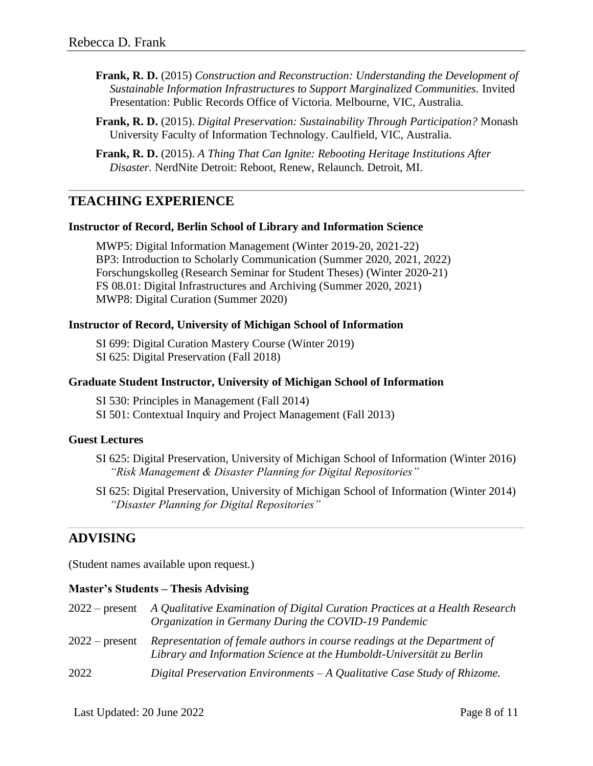**Frank, R. D.** (2015) *Construction and Reconstruction: Understanding the Development of Sustainable Information Infrastructures to Support Marginalized Communities.* Invited Presentation: Public Records Office of Victoria. Melbourne, VIC, Australia.

**Frank, R. D.** (2015). *Digital Preservation: Sustainability Through Participation?* Monash University Faculty of Information Technology. Caulfield, VIC, Australia.

**Frank, R. D.** (2015). *A Thing That Can Ignite: Rebooting Heritage Institutions After Disaster.* NerdNite Detroit: Reboot, Renew, Relaunch. Detroit, MI.

## TEACHING EXPERIENCE

**Instructor of Record, Berlin School of Library and Information Science**

MWP5: Digital Information Management (Winter 2019-20, 2021-22)
BP3: Introduction to Scholarly Communication (Summer 2020, 2021, 2022)
Forschungskolleg (Research Seminar for Student Theses) (Winter 2020-21)
FS 08.01: Digital Infrastructures and Archiving (Summer 2020, 2021)
MWP8: Digital Curation (Summer 2020)

**Instructor of Record, University of Michigan School of Information**

SI 699: Digital Curation Mastery Course (Winter 2019)
SI 625: Digital Preservation (Fall 2018)

**Graduate Student Instructor, University of Michigan School of Information**

SI 530: Principles in Management (Fall 2014)
SI 501: Contextual Inquiry and Project Management (Fall 2013)

**Guest Lectures**

SI 625: Digital Preservation, University of Michigan School of Information (Winter 2016)
*"Risk Management & Disaster Planning for Digital Repositories"*

SI 625: Digital Preservation, University of Michigan School of Information (Winter 2014)
*"Disaster Planning for Digital Repositories"*

## ADVISING

(Student names available upon request.)

**Master's Students – Thesis Advising**

2022 – present *A Qualitative Examination of Digital Curation Practices at a Health Research Organization in Germany During the COVID-19 Pandemic*

2022 – present *Representation of female authors in course readings at the Department of Library and Information Science at the Humboldt-Universität zu Berlin*

2022 *Digital Preservation Environments – A Qualitative Case Study of Rhizome.*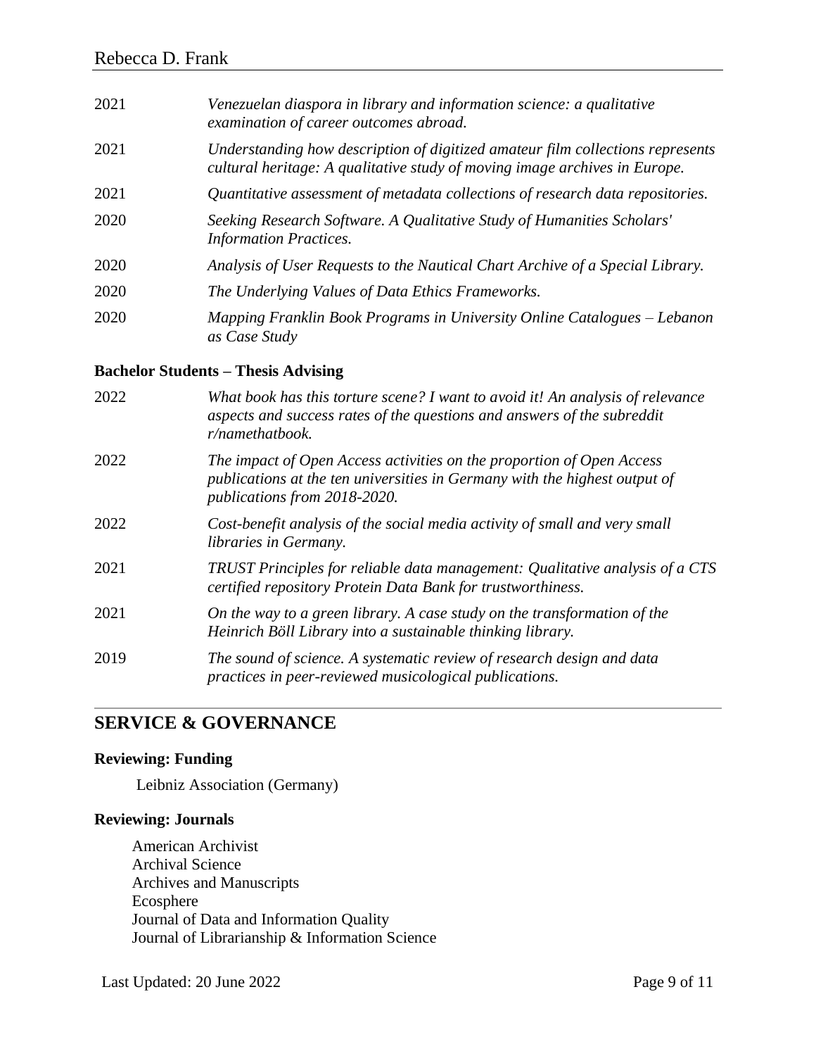2021 *Venezuelan diaspora in library and information science: a qualitative examination of career outcomes abroad.*

2021 *Understanding how description of digitized amateur film collections represents cultural heritage: A qualitative study of moving image archives in Europe.*

2021 *Quantitative assessment of metadata collections of research data repositories.*

2020 *Seeking Research Software. A Qualitative Study of Humanities Scholars' Information Practices.*

2020 *Analysis of User Requests to the Nautical Chart Archive of a Special Library.*

2020 *The Underlying Values of Data Ethics Frameworks.*

2020 *Mapping Franklin Book Programs in University Online Catalogues – Lebanon as Case Study*

**Bachelor Students – Thesis Advising**

2022 *What book has this torture scene? I want to avoid it! An analysis of relevance aspects and success rates of the questions and answers of the subreddit r/namethatbook.*

2022 *The impact of Open Access activities on the proportion of Open Access publications at the ten universities in Germany with the highest output of publications from 2018-2020.*

2022 *Cost-benefit analysis of the social media activity of small and very small libraries in Germany.*

2021 *TRUST Principles for reliable data management: Qualitative analysis of a CTS certified repository Protein Data Bank for trustworthiness.*

2021 *On the way to a green library. A case study on the transformation of the Heinrich Böll Library into a sustainable thinking library.*

2019 *The sound of science. A systematic review of research design and data practices in peer-reviewed musicological publications.*

## SERVICE & GOVERNANCE

**Reviewing: Funding**

Leibniz Association (Germany)

**Reviewing: Journals**

American Archivist
Archival Science
Archives and Manuscripts
Ecosphere
Journal of Data and Information Quality
Journal of Librarianship & Information Science

Last Updated: 20 June 2022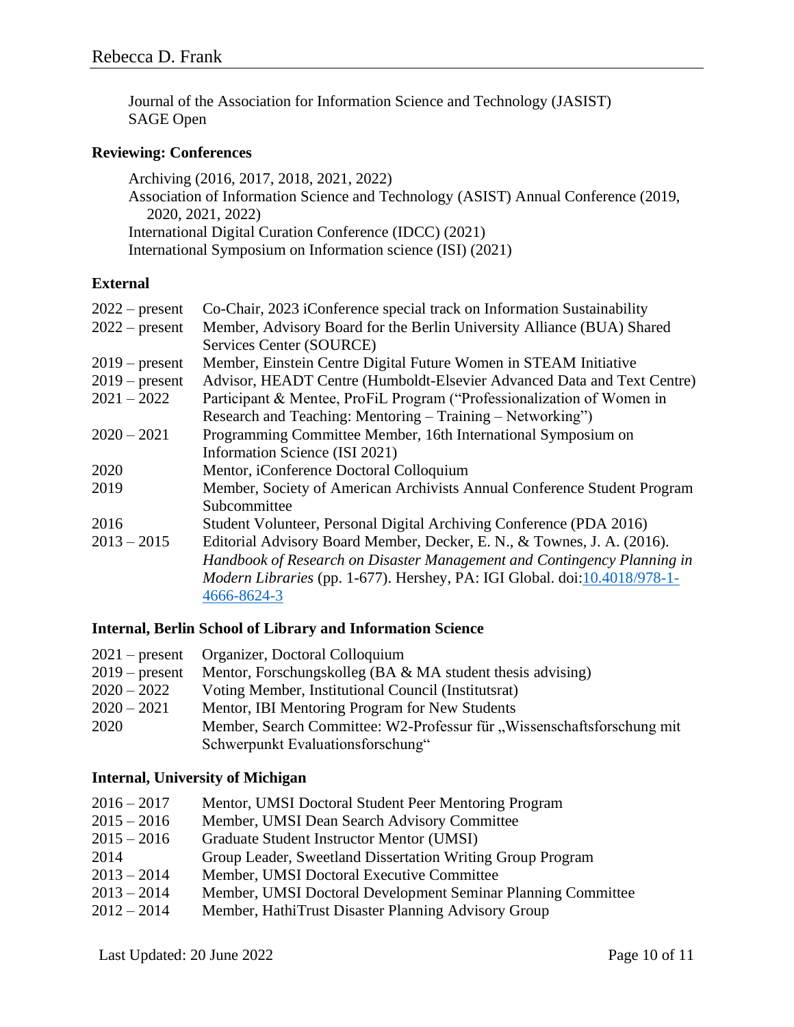Journal of the Association for Information Science and Technology (JASIST)
SAGE Open

**Reviewing: Conferences**

Archiving (2016, 2017, 2018, 2021, 2022)
Association of Information Science and Technology (ASIST) Annual Conference (2019, 2020, 2021, 2022)
International Digital Curation Conference (IDCC) (2021)
International Symposium on Information science (ISI) (2021)

**External**

| | |
|---|---|
| 2022 – present | Co-Chair, 2023 iConference special track on Information Sustainability |
| 2022 – present | Member, Advisory Board for the Berlin University Alliance (BUA) Shared Services Center (SOURCE) |
| 2019 – present | Member, Einstein Centre Digital Future Women in STEAM Initiative |
| 2019 – present | Advisor, HEADT Centre (Humboldt-Elsevier Advanced Data and Text Centre) |
| 2021 – 2022 | Participant & Mentee, ProFiL Program (“Professionalization of Women in Research and Teaching: Mentoring – Training – Networking”) |
| 2020 – 2021 | Programming Committee Member, 16th International Symposium on Information Science (ISI 2021) |
| 2020 | Mentor, iConference Doctoral Colloquium |
| 2019 | Member, Society of American Archivists Annual Conference Student Program Subcommittee |
| 2016 | Student Volunteer, Personal Digital Archiving Conference (PDA 2016) |
| 2013 – 2015 | Editorial Advisory Board Member, Decker, E. N., & Townes, J. A. (2016). *Handbook of Research on Disaster Management and Contingency Planning in Modern Libraries* (pp. 1-677). Hershey, PA: IGI Global. doi:10.4018/978-1-4666-8624-3 |

**Internal, Berlin School of Library and Information Science**

| | |
|---|---|
| 2021 – present | Organizer, Doctoral Colloquium |
| 2019 – present | Mentor, Forschungskolleg (BA & MA student thesis advising) |
| 2020 – 2022 | Voting Member, Institutional Council (Institutsrat) |
| 2020 – 2021 | Mentor, IBI Mentoring Program for New Students |
| 2020 | Member, Search Committee: W2-Professur für „Wissenschaftsforschung mit Schwerpunkt Evaluationsforschung“ |

**Internal, University of Michigan**

| | |
|---|---|
| 2016 – 2017 | Mentor, UMSI Doctoral Student Peer Mentoring Program |
| 2015 – 2016 | Member, UMSI Dean Search Advisory Committee |
| 2015 – 2016 | Graduate Student Instructor Mentor (UMSI) |
| 2014 | Group Leader, Sweetland Dissertation Writing Group Program |
| 2013 – 2014 | Member, UMSI Doctoral Executive Committee |
| 2013 – 2014 | Member, UMSI Doctoral Development Seminar Planning Committee |
| 2012 – 2014 | Member, HathiTrust Disaster Planning Advisory Group |

Last Updated: 20 June 2022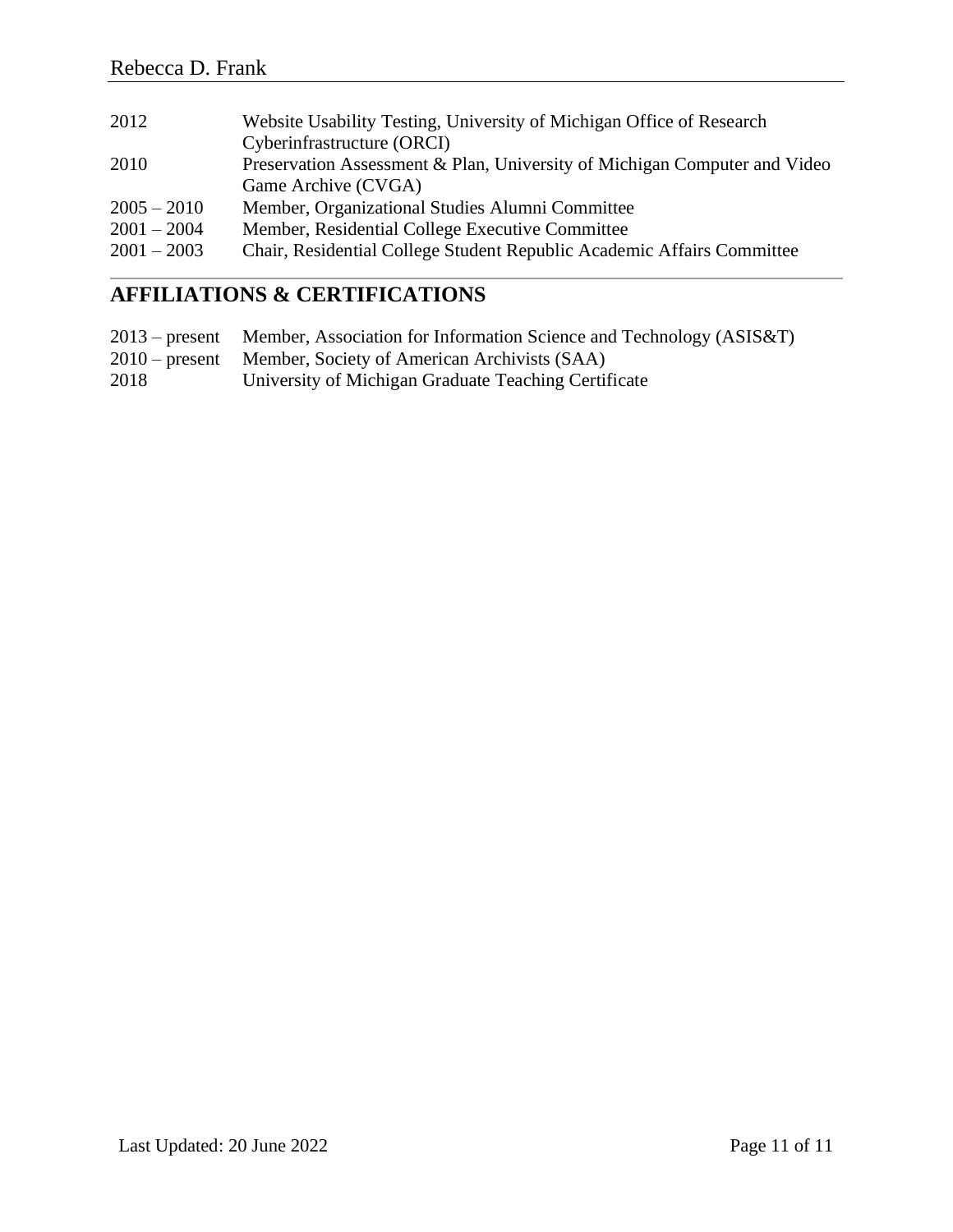| | |
|---|---|
| 2012 | Website Usability Testing, University of Michigan Office of Research Cyberinfrastructure (ORCI) |
| 2010 | Preservation Assessment & Plan, University of Michigan Computer and Video Game Archive (CVGA) |
| 2005 – 2010 | Member, Organizational Studies Alumni Committee |
| 2001 – 2004 | Member, Residential College Executive Committee |
| 2001 – 2003 | Chair, Residential College Student Republic Academic Affairs Committee |

## AFFILIATIONS & CERTIFICATIONS

| | |
|---|---|
| 2013 – present | Member, Association for Information Science and Technology (ASIS&T) |
| 2010 – present | Member, Society of American Archivists (SAA) |
| 2018 | University of Michigan Graduate Teaching Certificate |

Last Updated: 20 June 2022